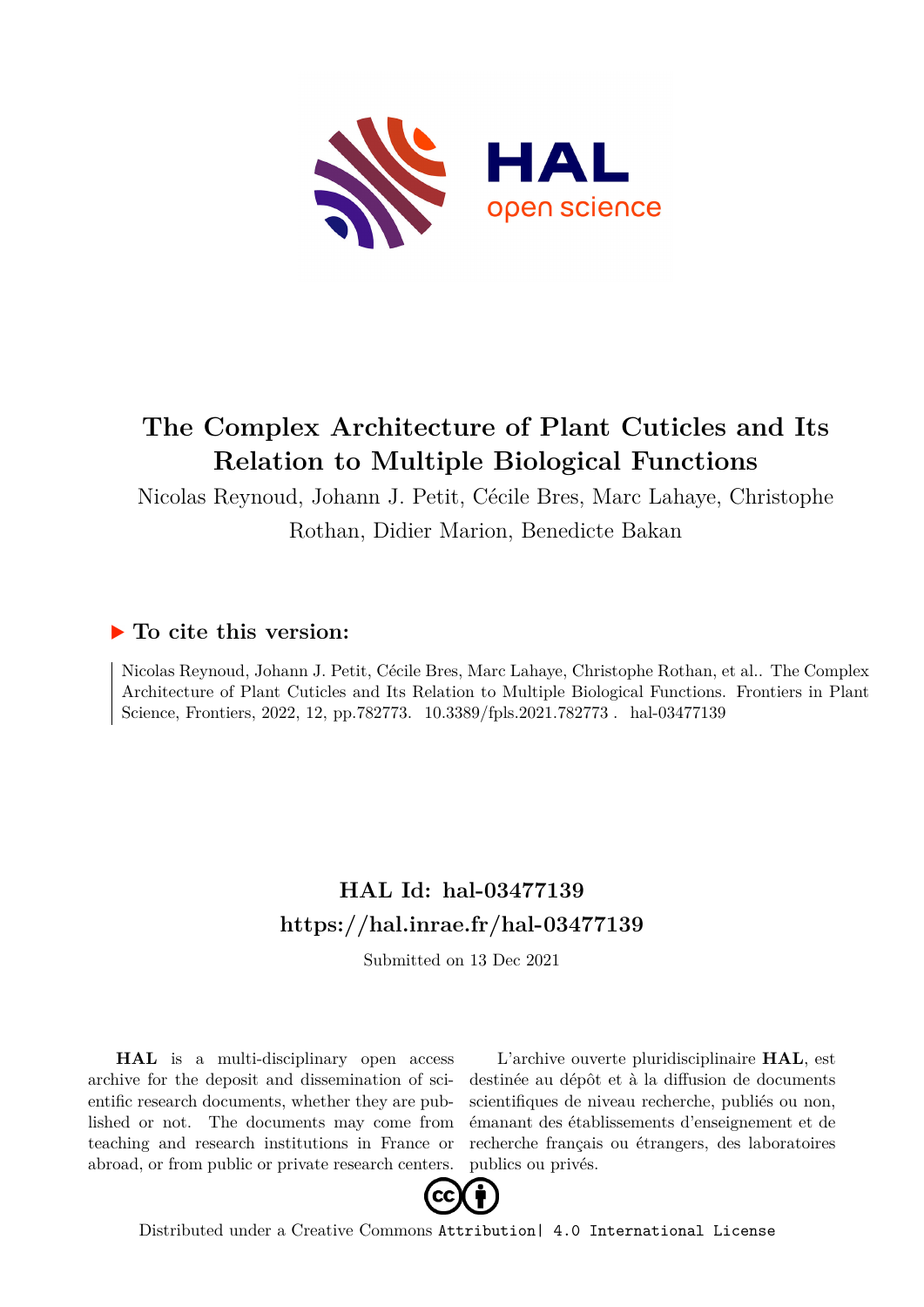# The Complex Architecture of Plant Cuticles and Its Relation to Multiple Biological Functions

Nicolas Reynoud, Johann J. Petit, Cécile Bres, Marc Lahaye, Christophe Rothan, Didier Marion, Benedicte Bakan

## ▶ To cite this version:

Nicolas Reynoud, Johann J. Petit, Cécile Bres, Marc Lahaye, Christophe Rothan, et al.. The Complex Architecture of Plant Cuticles and Its Relation to Multiple Biological Functions. Frontiers in Plant Science, Frontiers, 2022, 12, pp.782773. 10.3389/fpls.2021.782773 . hal-03477139

## HAL Id: hal-03477139
## https://hal.inrae.fr/hal-03477139

Submitted on 13 Dec 2021

**HAL** is a multi-disciplinary open access archive for the deposit and dissemination of scientific research documents, whether they are published or not. The documents may come from teaching and research institutions in France or abroad, or from public or private research centers.

L'archive ouverte pluridisciplinaire **HAL**, est destinée au dépôt et à la diffusion de documents scientifiques de niveau recherche, publiés ou non, émanant des établissements d'enseignement et de recherche français ou étrangers, des laboratoires publics ou privés.

Distributed under a Creative Commons Attribution| 4.0 International License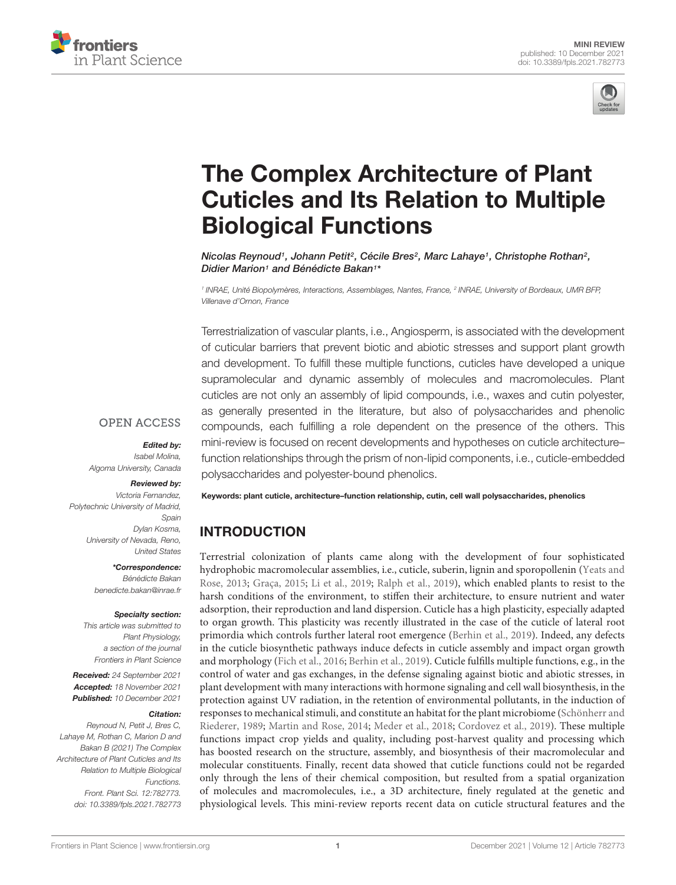# The Complex Architecture of Plant Cuticles and Its Relation to Multiple Biological Functions

*Nicolas Reynoud[1], Johann Petit[2], Cécile Bres[2], Marc Lahaye[1], Christophe Rothan[2], Didier Marion[1] and Bénédicte Bakan[1]\**

[1] INRAE, Unité Biopolymères, Interactions, Assemblages, Nantes, France, [2] INRAE, University of Bordeaux, UMR BFP, Villenave d'Ornon, France

OPEN ACCESS

***Edited by:***
Isabel Molina,
Algoma University, Canada

***Reviewed by:***
Victoria Fernandez,
Polytechnic University of Madrid,
Spain
Dylan Kosma,
University of Nevada, Reno,
United States

***\*Correspondence:***
Bénédicte Bakan
benedicte.bakan@inrae.fr

***Specialty section:***
This article was submitted to
Plant Physiology,
a section of the journal
Frontiers in Plant Science

**Received:** 24 September 2021
**Accepted:** 18 November 2021
**Published:** 10 December 2021

***Citation:***
Reynoud N, Petit J, Bres C, Lahaye M, Rothan C, Marion D and Bakan B (2021) The Complex Architecture of Plant Cuticles and Its Relation to Multiple Biological Functions. Front. Plant Sci. 12:782773. doi: 10.3389/fpls.2021.782773

Terrestrialization of vascular plants, i.e., Angiosperm, is associated with the development of cuticular barriers that prevent biotic and abiotic stresses and support plant growth and development. To fulfill these multiple functions, cuticles have developed a unique supramolecular and dynamic assembly of molecules and macromolecules. Plant cuticles are not only an assembly of lipid compounds, i.e., waxes and cutin polyester, as generally presented in the literature, but also of polysaccharides and phenolic compounds, each fulfilling a role dependent on the presence of the others. This mini-review is focused on recent developments and hypotheses on cuticle architecture–function relationships through the prism of non-lipid components, i.e., cuticle-embedded polysaccharides and polyester-bound phenolics.

**Keywords: plant cuticle, architecture–function relationship, cutin, cell wall polysaccharides, phenolics**

## INTRODUCTION

Terrestrial colonization of plants came along with the development of four sophisticated hydrophobic macromolecular assemblies, i.e., cuticle, suberin, lignin and sporopollenin (Yeats and Rose, 2013; Graça, 2015; Li et al., 2019; Ralph et al., 2019), which enabled plants to resist to the harsh conditions of the environment, to stiffen their architecture, to ensure nutrient and water adsorption, their reproduction and land dispersion. Cuticle has a high plasticity, especially adapted to organ growth. This plasticity was recently illustrated in the case of the cuticle of lateral root primordia which controls further lateral root emergence (Berhin et al., 2019). Indeed, any defects in the cuticle biosynthetic pathways induce defects in cuticle assembly and impact organ growth and morphology (Fich et al., 2016; Berhin et al., 2019). Cuticle fulfills multiple functions, e.g., in the control of water and gas exchanges, in the defense signaling against biotic and abiotic stresses, in plant development with many interactions with hormone signaling and cell wall biosynthesis, in the protection against UV radiation, in the retention of environmental pollutants, in the induction of responses to mechanical stimuli, and constitute an habitat for the plant microbiome (Schönherr and Riederer, 1989; Martin and Rose, 2014; Meder et al., 2018; Cordovez et al., 2019). These multiple functions impact crop yields and quality, including post-harvest quality and processing which has boosted research on the structure, assembly, and biosynthesis of their macromolecular and molecular constituents. Finally, recent data showed that cuticle functions could not be regarded only through the lens of their chemical composition, but resulted from a spatial organization of molecules and macromolecules, i.e., a 3D architecture, finely regulated at the genetic and physiological levels. This mini-review reports recent data on cuticle structural features and the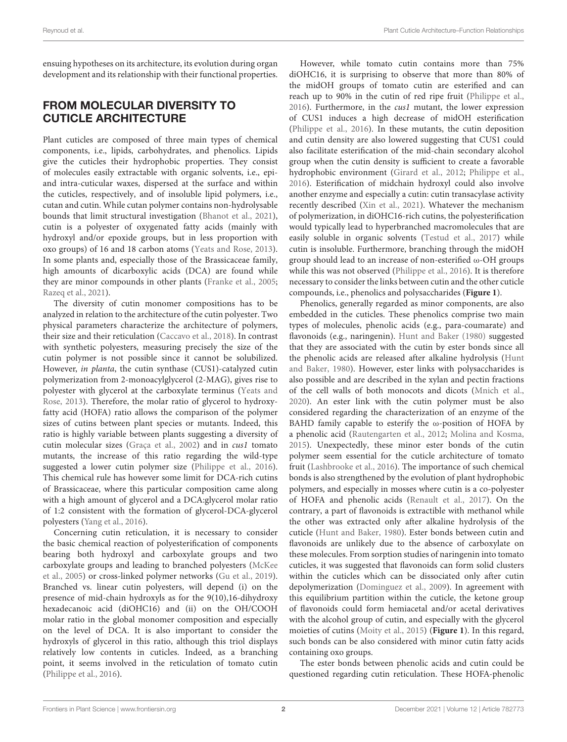ensuing hypotheses on its architecture, its evolution during organ development and its relationship with their functional properties.

## FROM MOLECULAR DIVERSITY TO CUTICLE ARCHITECTURE

Plant cuticles are composed of three main types of chemical components, i.e., lipids, carbohydrates, and phenolics. Lipids give the cuticles their hydrophobic properties. They consist of molecules easily extractable with organic solvents, i.e., epi- and intra-cuticular waxes, dispersed at the surface and within the cuticles, respectively, and of insoluble lipid polymers, i.e., cutan and cutin. While cutan polymer contains non-hydrolysable bounds that limit structural investigation (Bhanot et al., 2021), cutin is a polyester of oxygenated fatty acids (mainly with hydroxyl and/or epoxide groups, but in less proportion with oxo groups) of 16 and 18 carbon atoms (Yeats and Rose, 2013). In some plants and, especially those of the Brassicaceae family, high amounts of dicarboxylic acids (DCA) are found while they are minor compounds in other plants (Franke et al., 2005; Razeq et al., 2021).

The diversity of cutin monomer compositions has to be analyzed in relation to the architecture of the cutin polyester. Two physical parameters characterize the architecture of polymers, their size and their reticulation (Caccavo et al., 2018). In contrast with synthetic polyesters, measuring precisely the size of the cutin polymer is not possible since it cannot be solubilized. However, *in planta*, the cutin synthase (CUS1)-catalyzed cutin polymerization from 2-monoacylglycerol (2-MAG), gives rise to polyester with glycerol at the carboxylate terminus (Yeats and Rose, 2013). Therefore, the molar ratio of glycerol to hydroxy-fatty acid (HOFA) ratio allows the comparison of the polymer sizes of cutins between plant species or mutants. Indeed, this ratio is highly variable between plants suggesting a diversity of cutin molecular sizes (Graça et al., 2002) and in *cus1* tomato mutants, the increase of this ratio regarding the wild-type suggested a lower cutin polymer size (Philippe et al., 2016). This chemical rule has however some limit for DCA-rich cutins of Brassicaceae, where this particular composition came along with a high amount of glycerol and a DCA:glycerol molar ratio of 1:2 consistent with the formation of glycerol-DCA-glycerol polyesters (Yang et al., 2016).

Concerning cutin reticulation, it is necessary to consider the basic chemical reaction of polyesterification of components bearing both hydroxyl and carboxylate groups and two carboxylate groups and leading to branched polyesters (McKee et al., 2005) or cross-linked polymer networks (Gu et al., 2019). Branched vs. linear cutin polyesters, will depend (i) on the presence of mid-chain hydroxyls as for the 9(10),16-dihydroxy hexadecanoic acid (diOHC16) and (ii) on the OH/COOH molar ratio in the global monomer composition and especially on the level of DCA. It is also important to consider the hydroxyls of glycerol in this ratio, although this triol displays relatively low contents in cuticles. Indeed, as a branching point, it seems involved in the reticulation of tomato cutin (Philippe et al., 2016).

However, while tomato cutin contains more than 75% diOHC16, it is surprising to observe that more than 80% of the midOH groups of tomato cutin are esterified and can reach up to 90% in the cutin of red ripe fruit (Philippe et al., 2016). Furthermore, in the *cus1* mutant, the lower expression of CUS1 induces a high decrease of midOH esterification (Philippe et al., 2016). In these mutants, the cutin deposition and cutin density are also lowered suggesting that CUS1 could also facilitate esterification of the mid-chain secondary alcohol group when the cutin density is sufficient to create a favorable hydrophobic environment (Girard et al., 2012; Philippe et al., 2016). Esterification of midchain hydroxyl could also involve another enzyme and especially a cutin: cutin transacylase activity recently described (Xin et al., 2021). Whatever the mechanism of polymerization, in diOHC16-rich cutins, the polyesterification would typically lead to hyperbranched macromolecules that are easily soluble in organic solvents (Testud et al., 2017) while cutin is insoluble. Furthermore, branching through the midOH group should lead to an increase of non-esterified ω-OH groups while this was not observed (Philippe et al., 2016). It is therefore necessary to consider the links between cutin and the other cuticle compounds, i.e., phenolics and polysaccharides (**Figure 1**).

Phenolics, generally regarded as minor components, are also embedded in the cuticles. These phenolics comprise two main types of molecules, phenolic acids (e.g., para-coumarate) and flavonoids (e.g., naringenin). Hunt and Baker (1980) suggested that they are associated with the cutin by ester bonds since all the phenolic acids are released after alkaline hydrolysis (Hunt and Baker, 1980). However, ester links with polysaccharides is also possible and are described in the xylan and pectin fractions of the cell walls of both monocots and dicots (Mnich et al., 2020). An ester link with the cutin polymer must be also considered regarding the characterization of an enzyme of the BAHD family capable to esterify the ω-position of HOFA by a phenolic acid (Rautengarten et al., 2012; Molina and Kosma, 2015). Unexpectedly, these minor ester bonds of the cutin polymer seem essential for the cuticle architecture of tomato fruit (Lashbrooke et al., 2016). The importance of such chemical bonds is also strengthened by the evolution of plant hydrophobic polymers, and especially in mosses where cutin is a co-polyester of HOFA and phenolic acids (Renault et al., 2017). On the contrary, a part of flavonoids is extractible with methanol while the other was extracted only after alkaline hydrolysis of the cuticle (Hunt and Baker, 1980). Ester bonds between cutin and flavonoids are unlikely due to the absence of carboxylate on these molecules. From sorption studies of naringenin into tomato cuticles, it was suggested that flavonoids can form solid clusters within the cuticles which can be dissociated only after cutin depolymerization (Dominguez et al., 2009). In agreement with this equilibrium partition within the cuticle, the ketone group of flavonoids could form hemiacetal and/or acetal derivatives with the alcohol group of cutin, and especially with the glycerol moieties of cutins (Moity et al., 2015) (**Figure 1**). In this regard, such bonds can be also considered with minor cutin fatty acids containing oxo groups.

The ester bonds between phenolic acids and cutin could be questioned regarding cutin reticulation. These HOFA-phenolic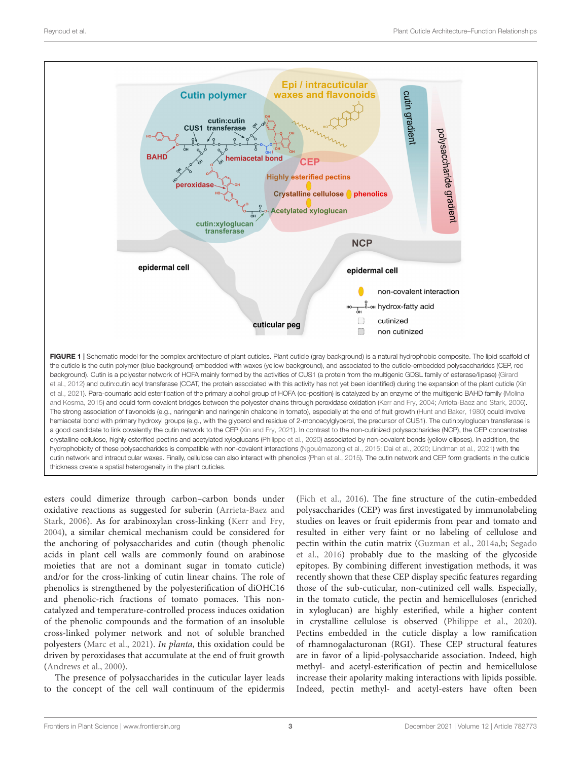Cutin polymer

Epi / intracuticular waxes and flavonoids

cutin gradient

polysaccharide gradient

CUS1

cutin:cutin transferase

BAHD

hemiacetal bond

peroxidase

CEP

Highly esterified pectins

Crystalline cellulose

phenolics

Acetylated xyloglucan

cutin:xyloglucan transferase

NCP

epidermal cell

epidermal cell

cuticular peg

non-covalent interaction

hydrox-fatty acid

cutinized

non cutinized

**FIGURE 1 |** Schematic model for the complex architecture of plant cuticles. Plant cuticle (gray background) is a natural hydrophobic composite. The lipid scaffold of the cuticle is the cutin polymer (blue background) embedded with waxes (yellow background), and associated to the cuticle-embedded polysaccharides (CEP, red background). Cutin is a polyester network of HOFA mainly formed by the activities of CUS1 (a protein from the multigenic GDSL family of esterase/lipase) (Girard et al., 2012) and cutin:cutin acyl transferase (CCAT, the protein associated with this activity has not yet been identified) during the expansion of the plant cuticle (Xin et al., 2021). Para-coumaric acid esterification of the primary alcohol group of HOFA (ω-position) is catalyzed by an enzyme of the multigenic BAHD family (Molina and Kosma, 2015) and could form covalent bridges between the polyester chains through peroxidase oxidation (Kerr and Fry, 2004; Arrieta-Baez and Stark, 2006). The strong association of flavonoids (e.g., naringenin and naringenin chalcone in tomato), especially at the end of fruit growth (Hunt and Baker, 1980) could involve hemiacetal bond with primary hydroxyl groups (e.g., with the glycerol end residue of 2-monoacylglycerol, the precursor of CUS1). The cutin:xyloglucan transferase is a good candidate to link covalently the cutin network to the CEP (Xin and Fry, 2021). In contrast to the non-cutinized polysaccharides (NCP), the CEP concentrates crystalline cellulose, highly esterified pectins and acetylated xyloglucans (Philippe et al., 2020) associated by non-covalent bonds (yellow ellipses). In addition, the hydrophobicity of these polysaccharides is compatible with non-covalent interactions (Ngouémazong et al., 2015; Dai et al., 2020; Lindman et al., 2021) with the cutin network and intracuticular waxes. Finally, cellulose can also interact with phenolics (Phan et al., 2015). The cutin network and CEP form gradients in the cuticle thickness create a spatial heterogeneity in the plant cuticles.

esters could dimerize through carbon–carbon bonds under oxidative reactions as suggested for suberin (Arrieta-Baez and Stark, 2006). As for arabinoxylan cross-linking (Kerr and Fry, 2004), a similar chemical mechanism could be considered for the anchoring of polysaccharides and cutin (though phenolic acids in plant cell walls are commonly found on arabinose moieties that are not a dominant sugar in tomato cuticle) and/or for the cross-linking of cutin linear chains. The role of phenolics is strengthened by the polyesterification of diOHC16 and phenolic-rich fractions of tomato pomaces. This non-catalyzed and temperature-controlled process induces oxidation of the phenolic compounds and the formation of an insoluble cross-linked polymer network and not of soluble branched polyesters (Marc et al., 2021). *In planta*, this oxidation could be driven by peroxidases that accumulate at the end of fruit growth (Andrews et al., 2000).

The presence of polysaccharides in the cuticular layer leads to the concept of the cell wall continuum of the epidermis (Fich et al., 2016). The fine structure of the cutin-embedded polysaccharides (CEP) was first investigated by immunolabeling studies on leaves or fruit epidermis from pear and tomato and resulted in either very faint or no labeling of cellulose and pectin within the cutin matrix (Guzman et al., 2014a,b; Segado et al., 2016) probably due to the masking of the glycoside epitopes. By combining different investigation methods, it was recently shown that these CEP display specific features regarding those of the sub-cuticular, non-cutinized cell walls. Especially, in the tomato cuticle, the pectin and hemicelluloses (enriched in xyloglucan) are highly esterified, while a higher content in crystalline cellulose is observed (Philippe et al., 2020). Pectins embedded in the cuticle display a low ramification of rhamnogalacturonan (RGI). These CEP structural features are in favor of a lipid-polysaccharide association. Indeed, high methyl- and acetyl-esterification of pectin and hemicellulose increase their apolarity making interactions with lipids possible. Indeed, pectin methyl- and acetyl-esters have often been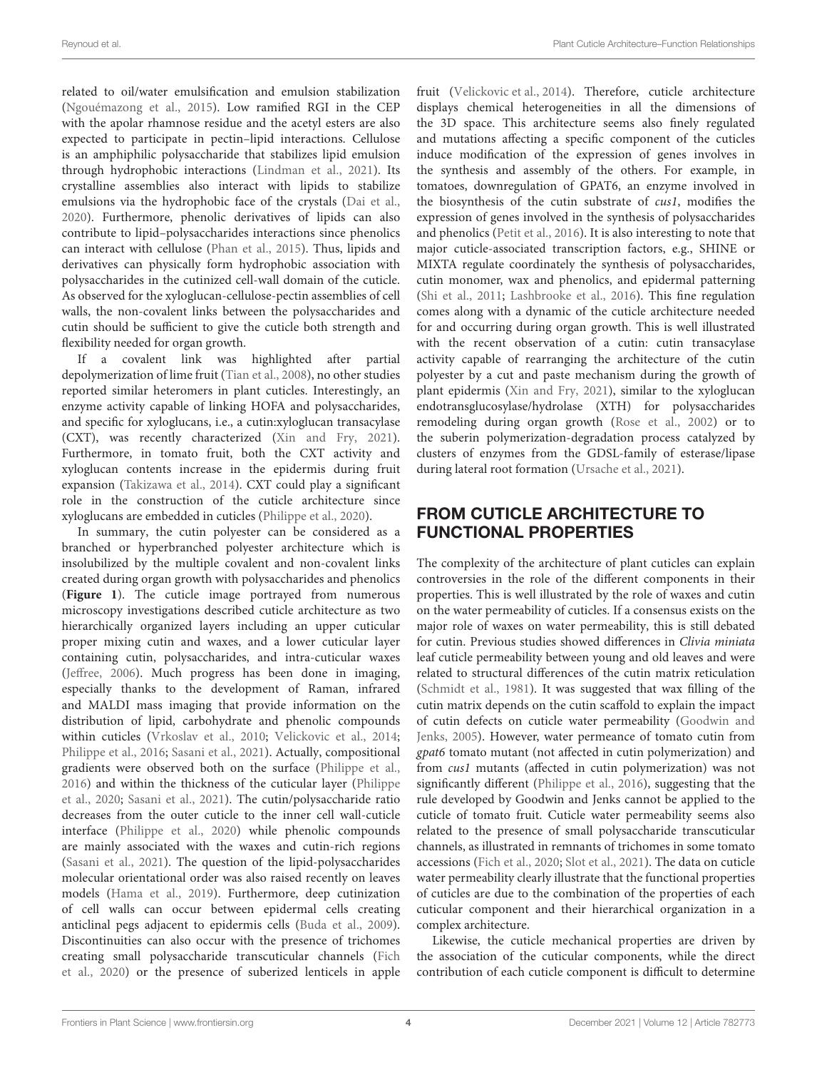related to oil/water emulsification and emulsion stabilization (Ngouémazong et al., 2015). Low ramified RGI in the CEP with the apolar rhamnose residue and the acetyl esters are also expected to participate in pectin–lipid interactions. Cellulose is an amphiphilic polysaccharide that stabilizes lipid emulsion through hydrophobic interactions (Lindman et al., 2021). Its crystalline assemblies also interact with lipids to stabilize emulsions via the hydrophobic face of the crystals (Dai et al., 2020). Furthermore, phenolic derivatives of lipids can also contribute to lipid–polysaccharides interactions since phenolics can interact with cellulose (Phan et al., 2015). Thus, lipids and derivatives can physically form hydrophobic association with polysaccharides in the cutinized cell-wall domain of the cuticle. As observed for the xyloglucan-cellulose-pectin assemblies of cell walls, the non-covalent links between the polysaccharides and cutin should be sufficient to give the cuticle both strength and flexibility needed for organ growth.

If a covalent link was highlighted after partial depolymerization of lime fruit (Tian et al., 2008), no other studies reported similar heteromers in plant cuticles. Interestingly, an enzyme activity capable of linking HOFA and polysaccharides, and specific for xyloglucans, i.e., a cutin:xyloglucan transacylase (CXT), was recently characterized (Xin and Fry, 2021). Furthermore, in tomato fruit, both the CXT activity and xyloglucan contents increase in the epidermis during fruit expansion (Takizawa et al., 2014). CXT could play a significant role in the construction of the cuticle architecture since xyloglucans are embedded in cuticles (Philippe et al., 2020).

In summary, the cutin polyester can be considered as a branched or hyperbranched polyester architecture which is insolubilized by the multiple covalent and non-covalent links created during organ growth with polysaccharides and phenolics (**Figure 1**). The cuticle image portrayed from numerous microscopy investigations described cuticle architecture as two hierarchically organized layers including an upper cuticular proper mixing cutin and waxes, and a lower cuticular layer containing cutin, polysaccharides, and intra-cuticular waxes (Jeffree, 2006). Much progress has been done in imaging, especially thanks to the development of Raman, infrared and MALDI mass imaging that provide information on the distribution of lipid, carbohydrate and phenolic compounds within cuticles (Vrkoslav et al., 2010; Velickovic et al., 2014; Philippe et al., 2016; Sasani et al., 2021). Actually, compositional gradients were observed both on the surface (Philippe et al., 2016) and within the thickness of the cuticular layer (Philippe et al., 2020; Sasani et al., 2021). The cutin/polysaccharide ratio decreases from the outer cuticle to the inner cell wall-cuticle interface (Philippe et al., 2020) while phenolic compounds are mainly associated with the waxes and cutin-rich regions (Sasani et al., 2021). The question of the lipid-polysaccharides molecular orientational order was also raised recently on leaves models (Hama et al., 2019). Furthermore, deep cutinization of cell walls can occur between epidermal cells creating anticlinal pegs adjacent to epidermis cells (Buda et al., 2009). Discontinuities can also occur with the presence of trichomes creating small polysaccharide transcuticular channels (Fich et al., 2020) or the presence of suberized lenticels in apple fruit (Velickovic et al., 2014). Therefore, cuticle architecture displays chemical heterogeneities in all the dimensions of the 3D space. This architecture seems also finely regulated and mutations affecting a specific component of the cuticles induce modification of the expression of genes involves in the synthesis and assembly of the others. For example, in tomatoes, downregulation of GPAT6, an enzyme involved in the biosynthesis of the cutin substrate of *cus1*, modifies the expression of genes involved in the synthesis of polysaccharides and phenolics (Petit et al., 2016). It is also interesting to note that major cuticle-associated transcription factors, e.g., SHINE or MIXTA regulate coordinately the synthesis of polysaccharides, cutin monomer, wax and phenolics, and epidermal patterning (Shi et al., 2011; Lashbrooke et al., 2016). This fine regulation comes along with a dynamic of the cuticle architecture needed for and occurring during organ growth. This is well illustrated with the recent observation of a cutin: cutin transacylase activity capable of rearranging the architecture of the cutin polyester by a cut and paste mechanism during the growth of plant epidermis (Xin and Fry, 2021), similar to the xyloglucan endotransglucosylase/hydrolase (XTH) for polysaccharides remodeling during organ growth (Rose et al., 2002) or to the suberin polymerization-degradation process catalyzed by clusters of enzymes from the GDSL-family of esterase/lipase during lateral root formation (Ursache et al., 2021).

## FROM CUTICLE ARCHITECTURE TO FUNCTIONAL PROPERTIES

The complexity of the architecture of plant cuticles can explain controversies in the role of the different components in their properties. This is well illustrated by the role of waxes and cutin on the water permeability of cuticles. If a consensus exists on the major role of waxes on water permeability, this is still debated for cutin. Previous studies showed differences in *Clivia miniata* leaf cuticle permeability between young and old leaves and were related to structural differences of the cutin matrix reticulation (Schmidt et al., 1981). It was suggested that wax filling of the cutin matrix depends on the cutin scaffold to explain the impact of cutin defects on cuticle water permeability (Goodwin and Jenks, 2005). However, water permeance of tomato cutin from *gpat6* tomato mutant (not affected in cutin polymerization) and from *cus1* mutants (affected in cutin polymerization) was not significantly different (Philippe et al., 2016), suggesting that the rule developed by Goodwin and Jenks cannot be applied to the cuticle of tomato fruit. Cuticle water permeability seems also related to the presence of small polysaccharide transcuticular channels, as illustrated in remnants of trichomes in some tomato accessions (Fich et al., 2020; Slot et al., 2021). The data on cuticle water permeability clearly illustrate that the functional properties of cuticles are due to the combination of the properties of each cuticular component and their hierarchical organization in a complex architecture.

Likewise, the cuticle mechanical properties are driven by the association of the cuticular components, while the direct contribution of each cuticle component is difficult to determine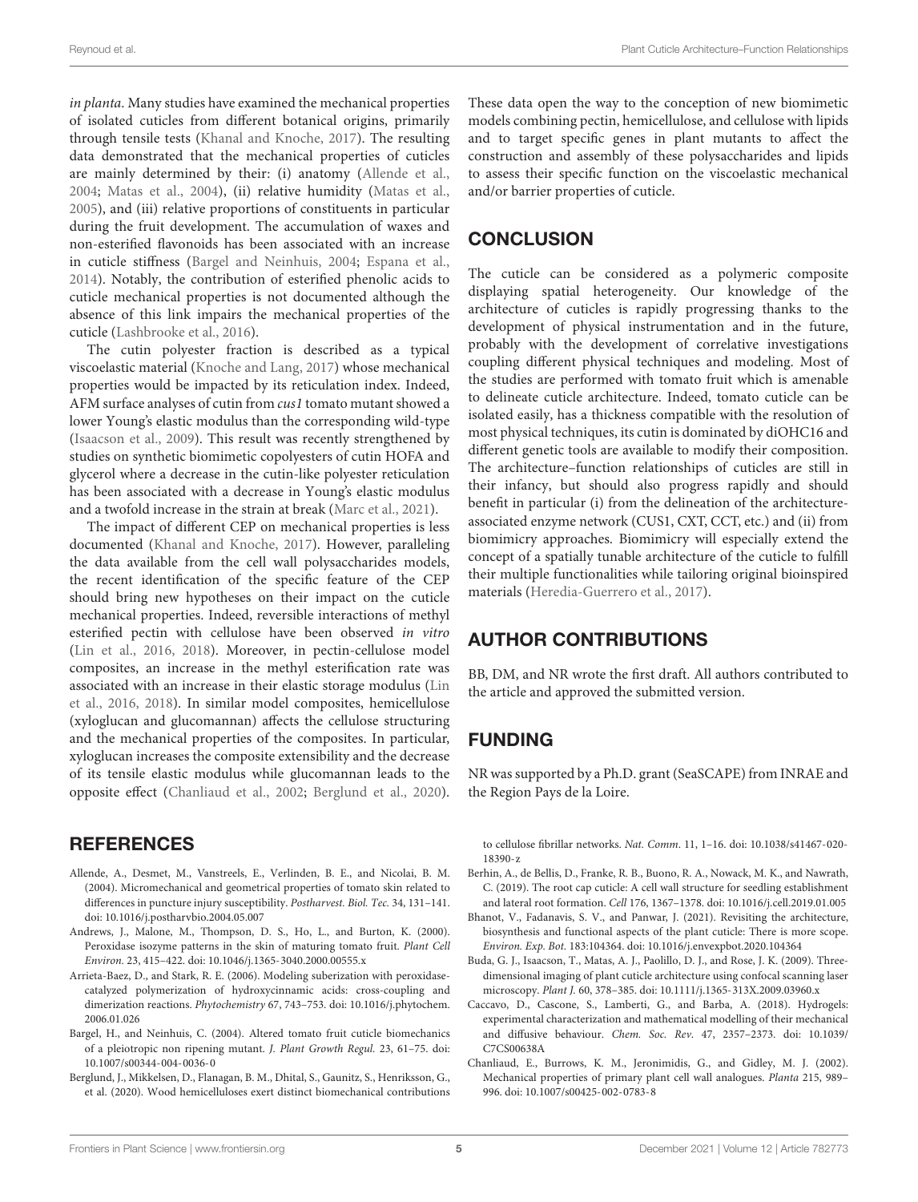*in planta*. Many studies have examined the mechanical properties of isolated cuticles from different botanical origins, primarily through tensile tests (Khanal and Knoche, 2017). The resulting data demonstrated that the mechanical properties of cuticles are mainly determined by their: (i) anatomy (Allende et al., 2004; Matas et al., 2004), (ii) relative humidity (Matas et al., 2005), and (iii) relative proportions of constituents in particular during the fruit development. The accumulation of waxes and non-esterified flavonoids has been associated with an increase in cuticle stiffness (Bargel and Neinhuis, 2004; Espana et al., 2014). Notably, the contribution of esterified phenolic acids to cuticle mechanical properties is not documented although the absence of this link impairs the mechanical properties of the cuticle (Lashbrooke et al., 2016).

The cutin polyester fraction is described as a typical viscoelastic material (Knoche and Lang, 2017) whose mechanical properties would be impacted by its reticulation index. Indeed, AFM surface analyses of cutin from *cus1* tomato mutant showed a lower Young's elastic modulus than the corresponding wild-type (Isaacson et al., 2009). This result was recently strengthened by studies on synthetic biomimetic copolyesters of cutin HOFA and glycerol where a decrease in the cutin-like polyester reticulation has been associated with a decrease in Young's elastic modulus and a twofold increase in the strain at break (Marc et al., 2021).

The impact of different CEP on mechanical properties is less documented (Khanal and Knoche, 2017). However, paralleling the data available from the cell wall polysaccharides models, the recent identification of the specific feature of the CEP should bring new hypotheses on their impact on the cuticle mechanical properties. Indeed, reversible interactions of methyl esterified pectin with cellulose have been observed *in vitro* (Lin et al., 2016, 2018). Moreover, in pectin-cellulose model composites, an increase in the methyl esterification rate was associated with an increase in their elastic storage modulus (Lin et al., 2016, 2018). In similar model composites, hemicellulose (xyloglucan and glucomannan) affects the cellulose structuring and the mechanical properties of the composites. In particular, xyloglucan increases the composite extensibility and the decrease of its tensile elastic modulus while glucomannan leads to the opposite effect (Chanliaud et al., 2002; Berglund et al., 2020). These data open the way to the conception of new biomimetic models combining pectin, hemicellulose, and cellulose with lipids and to target specific genes in plant mutants to affect the construction and assembly of these polysaccharides and lipids to assess their specific function on the viscoelastic mechanical and/or barrier properties of cuticle.

## CONCLUSION

The cuticle can be considered as a polymeric composite displaying spatial heterogeneity. Our knowledge of the architecture of cuticles is rapidly progressing thanks to the development of physical instrumentation and in the future, probably with the development of correlative investigations coupling different physical techniques and modeling. Most of the studies are performed with tomato fruit which is amenable to delineate cuticle architecture. Indeed, tomato cuticle can be isolated easily, has a thickness compatible with the resolution of most physical techniques, its cutin is dominated by diOHC16 and different genetic tools are available to modify their composition. The architecture–function relationships of cuticles are still in their infancy, but should also progress rapidly and should benefit in particular (i) from the delineation of the architecture-associated enzyme network (CUS1, CXT, CCT, etc.) and (ii) from biomimicry approaches. Biomimicry will especially extend the concept of a spatially tunable architecture of the cuticle to fulfill their multiple functionalities while tailoring original bioinspired materials (Heredia-Guerrero et al., 2017).

## AUTHOR CONTRIBUTIONS

BB, DM, and NR wrote the first draft. All authors contributed to the article and approved the submitted version.

## FUNDING

NR was supported by a Ph.D. grant (SeaSCAPE) from INRAE and the Region Pays de la Loire.

## REFERENCES

Allende, A., Desmet, M., Vanstreels, E., Verlinden, B. E., and Nicolai, B. M. (2004). Micromechanical and geometrical properties of tomato skin related to differences in puncture injury susceptibility. *Postharvest. Biol. Tec.* 34, 131–141. doi: 10.1016/j.postharvbio.2004.05.007

Andrews, J., Malone, M., Thompson, D. S., Ho, L., and Burton, K. (2000). Peroxidase isozyme patterns in the skin of maturing tomato fruit. *Plant Cell Environ.* 23, 415–422. doi: 10.1046/j.1365-3040.2000.00555.x

Arrieta-Baez, D., and Stark, R. E. (2006). Modeling suberization with peroxidase-catalyzed polymerization of hydroxycinnamic acids: cross-coupling and dimerization reactions. *Phytochemistry* 67, 743–753. doi: 10.1016/j.phytochem.2006.01.026

Bargel, H., and Neinhuis, C. (2004). Altered tomato fruit cuticle biomechanics of a pleiotropic non ripening mutant. *J. Plant Growth Regul.* 23, 61–75. doi: 10.1007/s00344-004-0036-0

Berglund, J., Mikkelsen, D., Flanagan, B. M., Dhital, S., Gaunitz, S., Henriksson, G., et al. (2020). Wood hemicelluloses exert distinct biomechanical contributions to cellulose fibrillar networks. *Nat. Comm*. 11, 1–16. doi: 10.1038/s41467-020-18390-z

Berhin, A., de Bellis, D., Franke, R. B., Buono, R. A., Nowack, M. K., and Nawrath, C. (2019). The root cap cuticle: A cell wall structure for seedling establishment and lateral root formation. *Cell* 176, 1367–1378. doi: 10.1016/j.cell.2019.01.005

Bhanot, V., Fadanavis, S. V., and Panwar, J. (2021). Revisiting the architecture, biosynthesis and functional aspects of the plant cuticle: There is more scope. *Environ. Exp. Bot.* 183:104364. doi: 10.1016/j.envexpbot.2020.104364

Buda, G. J., Isaacson, T., Matas, A. J., Paolillo, D. J., and Rose, J. K. (2009). Three-dimensional imaging of plant cuticle architecture using confocal scanning laser microscopy. *Plant J.* 60, 378–385. doi: 10.1111/j.1365-313X.2009.03960.x

Caccavo, D., Cascone, S., Lamberti, G., and Barba, A. (2018). Hydrogels: experimental characterization and mathematical modelling of their mechanical and diffusive behaviour. *Chem. Soc. Rev*. 47, 2357–2373. doi: 10.1039/C7CS00638A

Chanliaud, E., Burrows, K. M., Jeronimidis, G., and Gidley, M. J. (2002). Mechanical properties of primary plant cell wall analogues. *Planta* 215, 989–996. doi: 10.1007/s00425-002-0783-8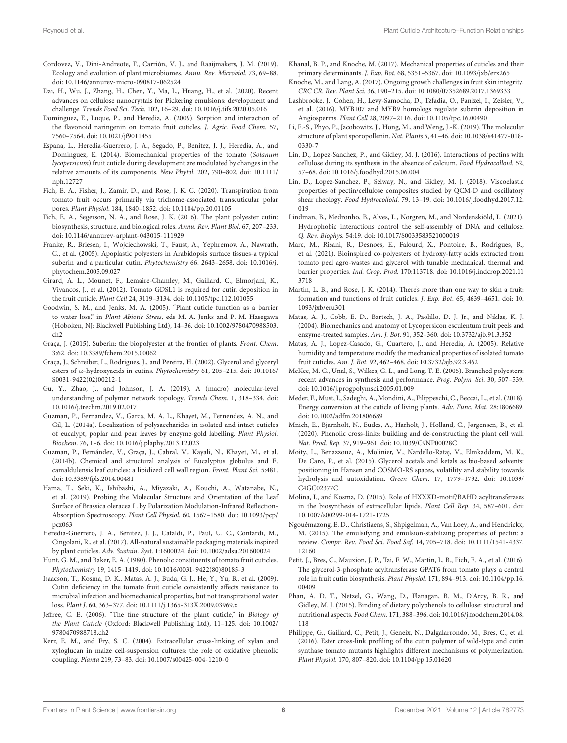Cordovez, V., Dini-Andreote, F., Carrión, V. J., and Raaijmakers, J. M. (2019). Ecology and evolution of plant microbiomes. *Annu. Rev. Microbiol.* 73, 69–88. doi: 10.1146/annurev-micro-090817-062524

Dai, H., Wu, J., Zhang, H., Chen, Y., Ma, L., Huang, H., et al. (2020). Recent advances on cellulose nanocrystals for Pickering emulsions: development and challenge. *Trends Food Sci. Tech.* 102, 16–29. doi: 10.1016/j.tifs.2020.05.016

Dominguez, E., Luque, P., and Heredia, A. (2009). Sorption and interaction of the flavonoid naringenin on tomato fruit cuticles. *J. Agric. Food Chem.* 57, 7560–7564. doi: 10.1021/jf9011455

Espana, L., Heredia-Guerrero, J. A., Segado, P., Benitez, J. J., Heredia, A., and Dominguez, E. (2014). Biomechanical properties of the tomato (*Solanum lycopersicum*) fruit cuticle during development are modulated by changes in the relative amounts of its components. *New Phytol.* 202, 790–802. doi: 10.1111/nph.12727

Fich, E. A., Fisher, J., Zamir, D., and Rose, J. K. C. (2020). Transpiration from tomato fruit occurs primarily via trichome-associated transcuticular polar pores. *Plant Physiol.* 184, 1840–1852. doi: 10.1104/pp.20.01105

Fich, E. A., Segerson, N. A., and Rose, J. K. (2016). The plant polyester cutin: biosynthesis, structure, and biological roles. *Annu. Rev. Plant Biol.* 67, 207–233. doi: 10.1146/annurev-arplant-043015-111929

Franke, R., Briesen, I., Wojciechowski, T., Faust, A., Yephremov, A., Nawrath, C., et al. (2005). Apoplastic polyesters in Arabidopsis surface tissues-a typical suberin and a particular cutin. *Phytochemistry* 66, 2643–2658. doi: 10.1016/j.phytochem.2005.09.027

Girard, A. L., Mounet, F., Lemaire-Chamley, M., Gaillard, C., Elmorjani, K., Vivancos, J., et al. (2012). Tomato GDSL1 is required for cutin deposition in the fruit cuticle. *Plant Cell* 24, 3119–3134. doi: 10.1105/tpc.112.101055

Goodwin, S. M., and Jenks, M. A. (2005). "Plant cuticle function as a barrier to water loss," in *Plant Abiotic Stress*, eds M. A. Jenks and P. M. Hasegawa (Hoboken, NJ: Blackwell Publishing Ltd), 14–36. doi: 10.1002/9780470988503.ch2

Graça, J. (2015). Suberin: the biopolyester at the frontier of plants. *Front. Chem.* 3:62. doi: 10.3389/fchem.2015.00062

Graça, J., Schreiber, L., Rodrigues, J., and Pereira, H. (2002). Glycerol and glyceryl esters of ω-hydroxyacids in cutins. *Phytochemistry* 61, 205–215. doi: 10.1016/S0031-9422(02)00212-1

Gu, Y., Zhao, J., and Johnson, J. A. (2019). A (macro) molecular-level understanding of polymer network topology. *Trends Chem.* 1, 318–334. doi: 10.1016/j.trechm.2019.02.017

Guzman, P., Fernandez, V., Garca, M. A. L., Khayet, M., Fernendez, A. N., and Gil, L. (2014a). Localization of polysaccharides in isolated and intact cuticles of eucalypt, poplar and pear leaves by enzyme-gold labelling. *Plant Physiol. Biochem.* 76, 1–6. doi: 10.1016/j.plaphy.2013.12.023

Guzman, P., Fernández, V., Graça, J., Cabral, V., Kayali, N., Khayet, M., et al. (2014b). Chemical and structural analysis of Eucalyptus globulus and E. camaldulensis leaf cuticles: a lipidized cell wall region. *Front. Plant Sci.* 5:481. doi: 10.3389/fpls.2014.00481

Hama, T., Seki, K., Ishibashi, A., Miyazaki, A., Kouchi, A., Watanabe, N., et al. (2019). Probing the Molecular Structure and Orientation of the Leaf Surface of Brassica oleracea L. by Polarization Modulation-Infrared Reflection-Absorption Spectroscopy. *Plant Cell Physiol.* 60, 1567–1580. doi: 10.1093/pcp/pcz063

Heredia-Guerrero, J. A., Benitez, J. J., Cataldi, P., Paul, U. C., Contardi, M., Cingolani, R., et al. (2017). All-natural sustainable packaging materials inspired by plant cuticles. *Adv. Sustain. Syst.* 1:1600024. doi: 10.1002/adsu.201600024

Hunt, G. M., and Baker, E. A. (1980). Phenolic constituents of tomato fruit cuticles. *Phytochemistry* 19, 1415–1419. doi: 10.1016/0031-9422(80)80185-3

Isaacson, T., Kosma, D. K., Matas, A. J., Buda, G. J., He, Y., Yu, B., et al. (2009). Cutin deficiency in the tomato fruit cuticle consistently affects resistance to microbial infection and biomechanical properties, but not transpirational water loss. *Plant J.* 60, 363–377. doi: 10.1111/j.1365-313X.2009.03969.x

Jeffree, C. E. (2006). "The fine structure of the plant cuticle," in *Biology of the Plant Cuticle* (Oxford: Blackwell Publishing Ltd), 11–125. doi: 10.1002/9780470988718.ch2

Kerr, E. M., and Fry, S. C. (2004). Extracellular cross-linking of xylan and xyloglucan in maize cell-suspension cultures: the role of oxidative phenolic coupling. *Planta* 219, 73–83. doi: 10.1007/s00425-004-1210-0

Khanal, B. P., and Knoche, M. (2017). Mechanical properties of cuticles and their primary determinants. *J. Exp. Bot.* 68, 5351–5367. doi: 10.1093/jxb/erx265

Knoche, M., and Lang, A. (2017). Ongoing growth challenges in fruit skin integrity. *CRC CR. Rev. Plant Sci.* 36, 190–215. doi: 10.1080/07352689.2017.1369333

Lashbrooke, J., Cohen, H., Levy-Samocha, D., Tzfadia, O., Panizel, I., Zeisler, V., et al. (2016). MYB107 and MYB9 homologs regulate suberin deposition in Angiosperms. *Plant Cell* 28, 2097–2116. doi: 10.1105/tpc.16.00490

Li, F.-S., Phyo, P., Jacobowitz, J., Hong, M., and Weng, J.-K. (2019). The molecular structure of plant sporopollenin. *Nat. Plants* 5, 41–46. doi: 10.1038/s41477-018-0330-7

Lin, D., Lopez-Sanchez, P., and Gidley, M. J. (2016). Interactions of pectins with cellulose during its synthesis in the absence of calcium. *Food Hydrocolloid.* 52, 57–68. doi: 10.1016/j.foodhyd.2015.06.004

Lin, D., Lopez-Sanchez, P., Selway, N., and Gidley, M. J. (2018). Viscoelastic properties of pectin/cellulose composites studied by QCM-D and oscillatory shear rheology. *Food Hydrocolloid.* 79, 13–19. doi: 10.1016/j.foodhyd.2017.12.019

Lindman, B., Medronho, B., Alves, L., Norgren, M., and Nordenskiöld, L. (2021). Hydrophobic interactions control the self-assembly of DNA and cellulose. *Q. Rev. Biophys.* 54:19. doi: 10.1017/S0033583521000019

Marc, M., Risani, R., Desnoes, E., Falourd, X., Pontoire, B., Rodrigues, R., et al. (2021). Bioinspired co-polyesters of hydroxy-fatty acids extracted from tomato peel agro-wastes and glycerol with tunable mechanical, thermal and barrier properties. *Ind. Crop. Prod.* 170:113718. doi: 10.1016/j.indcrop.2021.113718

Martin, L. B., and Rose, J. K. (2014). There's more than one way to skin a fruit: formation and functions of fruit cuticles. *J. Exp. Bot.* 65, 4639–4651. doi: 10.1093/jxb/eru301

Matas, A. J., Cobb, E. D., Bartsch, J. A., Paolillo, D. J. Jr., and Niklas, K. J. (2004). Biomechanics and anatomy of Lycopersicon esculentum fruit peels and enzyme-treated samples. *Am. J. Bot.* 91, 352–360. doi: 10.3732/ajb.91.3.352

Matas, A. J., Lopez-Casado, G., Cuartero, J., and Heredia, A. (2005). Relative humidity and temperature modify the mechanical properties of isolated tomato fruit cuticles. *Am. J. Bot.* 92, 462–468. doi: 10.3732/ajb.92.3.462

McKee, M. G., Unal, S., Wilkes, G. L., and Long, T. E. (2005). Branched polyesters: recent advances in synthesis and performance. *Prog. Polym. Sci.* 30, 507–539. doi: 10.1016/j.progpolymsci.2005.01.009

Meder, F., Must, I., Sadeghi, A., Mondini, A., Filippeschi, C., Beccai, L., et al. (2018). Energy conversion at the cuticle of living plants. *Adv. Func. Mat.* 28:1806689. doi: 10.1002/adfm.201806689

Mnich, E., Bjarnholt, N., Eudes, A., Harholt, J., Holland, C., Jørgensen, B., et al. (2020). Phenolic cross-links: building and de-constructing the plant cell wall. *Nat. Prod. Rep.* 37, 919–961. doi: 10.1039/C9NP00028C

Moity, L., Benazzouz, A., Molinier, V., Nardello-Rataj, V., Elmkaddem, M. K., De Caro, P., et al. (2015). Glycerol acetals and ketals as bio-based solvents: positioning in Hansen and COSMO-RS spaces, volatility and stability towards hydrolysis and autoxidation. *Green Chem.* 17, 1779–1792. doi: 10.1039/C4GC02377C

Molina, I., and Kosma, D. (2015). Role of HXXXD-motif/BAHD acyltransferases in the biosynthesis of extracellular lipids. *Plant Cell Rep.* 34, 587–601. doi: 10.1007/s00299-014-1721-1725

Ngouémazong, E. D., Christiaens, S., Shpigelman, A., Van Loey, A., and Hendrickx, M. (2015). The emulsifying and emulsion-stabilizing properties of pectin: a review. *Compr. Rev. Food Sci. Food Saf.* 14, 705–718. doi: 10.1111/1541-4337.12160

Petit, J., Bres, C., Mauxion, J. P., Tai, F. W., Martin, L. B., Fich, E. A., et al. (2016). The glycerol-3-phosphate acyltransferase GPAT6 from tomato plays a central role in fruit cutin biosynthesis. *Plant Physiol.* 171, 894–913. doi: 10.1104/pp.16.00409

Phan, A. D. T., Netzel, G., Wang, D., Flanagan, B. M., D'Arcy, B. R., and Gidley, M. J. (2015). Binding of dietary polyphenols to cellulose: structural and nutritional aspects. *Food Chem.* 171, 388–396. doi: 10.1016/j.foodchem.2014.08.118

Philippe, G., Gaillard, C., Petit, J., Geneix, N., Dalgalarrondo, M., Bres, C., et al. (2016). Ester cross-link profiling of the cutin polymer of wild-type and cutin synthase tomato mutants highlights different mechanisms of polymerization. *Plant Physiol.* 170, 807–820. doi: 10.1104/pp.15.01620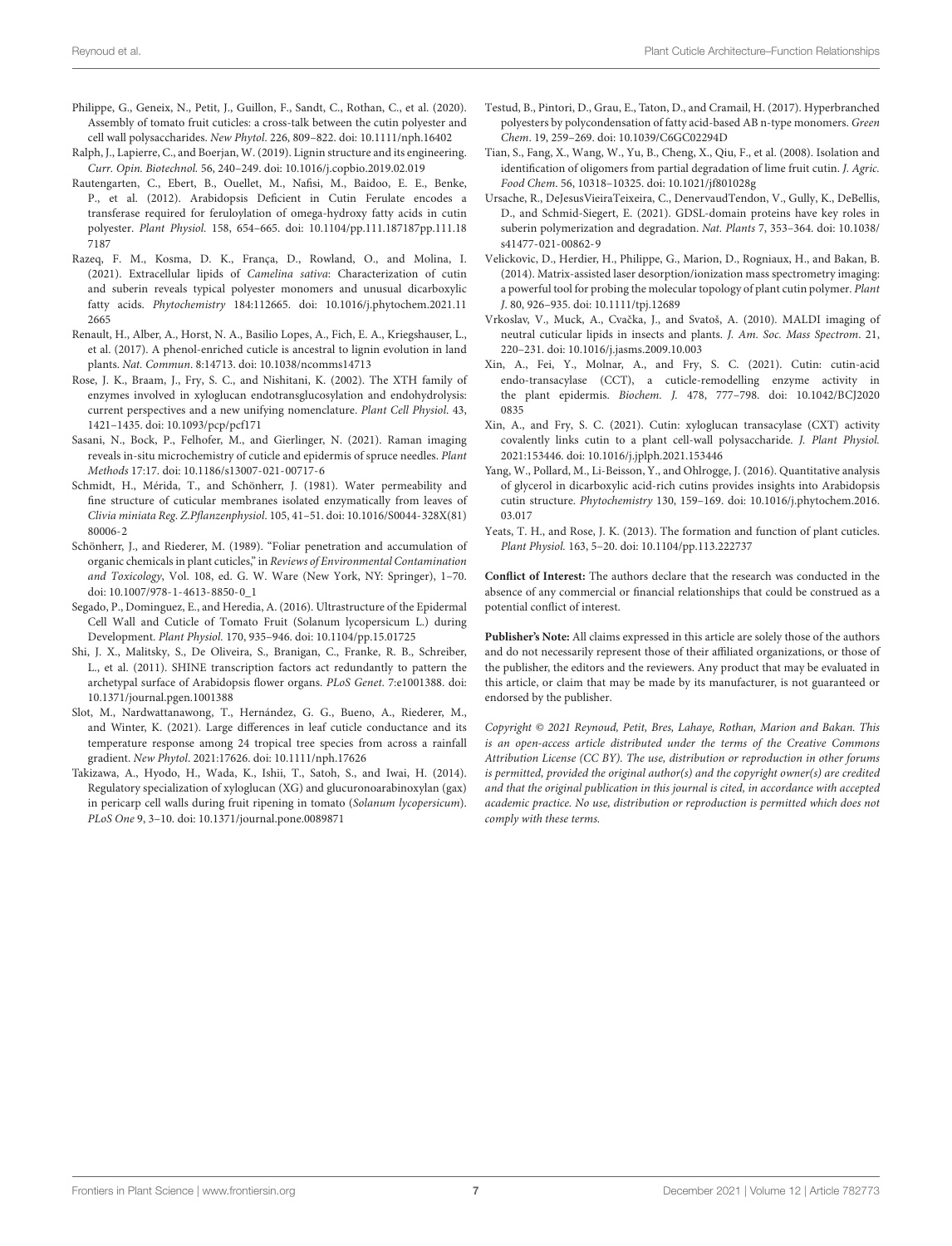Philippe, G., Geneix, N., Petit, J., Guillon, F., Sandt, C., Rothan, C., et al. (2020). Assembly of tomato fruit cuticles: a cross-talk between the cutin polyester and cell wall polysaccharides. *New Phytol*. 226, 809–822. doi: 10.1111/nph.16402

Ralph, J., Lapierre, C., and Boerjan, W. (2019). Lignin structure and its engineering. *Curr. Opin. Biotechnol.* 56, 240–249. doi: 10.1016/j.copbio.2019.02.019

Rautengarten, C., Ebert, B., Ouellet, M., Nafisi, M., Baidoo, E. E., Benke, P., et al. (2012). Arabidopsis Deficient in Cutin Ferulate encodes a transferase required for feruloylation of omega-hydroxy fatty acids in cutin polyester. *Plant Physiol.* 158, 654–665. doi: 10.1104/pp.111.187187pp.111.187187

Razeq, F. M., Kosma, D. K., França, D., Rowland, O., and Molina, I. (2021). Extracellular lipids of *Camelina sativa*: Characterization of cutin and suberin reveals typical polyester monomers and unusual dicarboxylic fatty acids. *Phytochemistry* 184:112665. doi: 10.1016/j.phytochem.2021.112665

Renault, H., Alber, A., Horst, N. A., Basilio Lopes, A., Fich, E. A., Kriegshauser, L., et al. (2017). A phenol-enriched cuticle is ancestral to lignin evolution in land plants. *Nat. Commun*. 8:14713. doi: 10.1038/ncomms14713

Rose, J. K., Braam, J., Fry, S. C., and Nishitani, K. (2002). The XTH family of enzymes involved in xyloglucan endotransglucosylation and endohydrolysis: current perspectives and a new unifying nomenclature. *Plant Cell Physiol*. 43, 1421–1435. doi: 10.1093/pcp/pcf171

Sasani, N., Bock, P., Felhofer, M., and Gierlinger, N. (2021). Raman imaging reveals in-situ microchemistry of cuticle and epidermis of spruce needles. *Plant Methods* 17:17. doi: 10.1186/s13007-021-00717-6

Schmidt, H., Mérida, T., and Schönherr, J. (1981). Water permeability and fine structure of cuticular membranes isolated enzymatically from leaves of *Clivia miniata Reg. Z.Pflanzenphysiol*. 105, 41–51. doi: 10.1016/S0044-328X(81)80006-2

Schönherr, J., and Riederer, M. (1989). "Foliar penetration and accumulation of organic chemicals in plant cuticles," in *Reviews of Environmental Contamination and Toxicology*, Vol. 108, ed. G. W. Ware (New York, NY: Springer), 1–70. doi: 10.1007/978-1-4613-8850-0_1

Segado, P., Dominguez, E., and Heredia, A. (2016). Ultrastructure of the Epidermal Cell Wall and Cuticle of Tomato Fruit (Solanum lycopersicum L.) during Development. *Plant Physiol.* 170, 935–946. doi: 10.1104/pp.15.01725

Shi, J. X., Malitsky, S., De Oliveira, S., Branigan, C., Franke, R. B., Schreiber, L., et al. (2011). SHINE transcription factors act redundantly to pattern the archetypal surface of Arabidopsis flower organs. *PLoS Genet*. 7:e1001388. doi: 10.1371/journal.pgen.1001388

Slot, M., Nardwattanawong, T., Hernández, G. G., Bueno, A., Riederer, M., and Winter, K. (2021). Large differences in leaf cuticle conductance and its temperature response among 24 tropical tree species from across a rainfall gradient. *New Phytol*. 2021:17626. doi: 10.1111/nph.17626

Takizawa, A., Hyodo, H., Wada, K., Ishii, T., Satoh, S., and Iwai, H. (2014). Regulatory specialization of xyloglucan (XG) and glucuronoarabinoxylan (gax) in pericarp cell walls during fruit ripening in tomato (*Solanum lycopersicum*). *PLoS One* 9, 3–10. doi: 10.1371/journal.pone.0089871

Testud, B., Pintori, D., Grau, E., Taton, D., and Cramail, H. (2017). Hyperbranched polyesters by polycondensation of fatty acid-based AB n-type monomers. *Green Chem*. 19, 259–269. doi: 10.1039/C6GC02294D

Tian, S., Fang, X., Wang, W., Yu, B., Cheng, X., Qiu, F., et al. (2008). Isolation and identification of oligomers from partial degradation of lime fruit cutin. *J. Agric. Food Chem*. 56, 10318–10325. doi: 10.1021/jf801028g

Ursache, R., DeJesusVieiraTeixeira, C., DenervaudTendon, V., Gully, K., DeBellis, D., and Schmid-Siegert, E. (2021). GDSL-domain proteins have key roles in suberin polymerization and degradation. *Nat. Plants* 7, 353–364. doi: 10.1038/s41477-021-00862-9

Velickovic, D., Herdier, H., Philippe, G., Marion, D., Rogniaux, H., and Bakan, B. (2014). Matrix-assisted laser desorption/ionization mass spectrometry imaging: a powerful tool for probing the molecular topology of plant cutin polymer. *Plant J*. 80, 926–935. doi: 10.1111/tpj.12689

Vrkoslav, V., Muck, A., Cvačka, J., and Svatoš, A. (2010). MALDI imaging of neutral cuticular lipids in insects and plants. *J. Am. Soc. Mass Spectrom*. 21, 220–231. doi: 10.1016/j.jasms.2009.10.003

Xin, A., Fei, Y., Molnar, A., and Fry, S. C. (2021). Cutin: cutin-acid endo-transacylase (CCT), a cuticle-remodelling enzyme activity in the plant epidermis. *Biochem. J*. 478, 777–798. doi: 10.1042/BCJ20200835

Xin, A., and Fry, S. C. (2021). Cutin: xyloglucan transacylase (CXT) activity covalently links cutin to a plant cell-wall polysaccharide. *J. Plant Physiol*. 2021:153446. doi: 10.1016/j.jplph.2021.153446

Yang, W., Pollard, M., Li-Beisson, Y., and Ohlrogge, J. (2016). Quantitative analysis of glycerol in dicarboxylic acid-rich cutins provides insights into Arabidopsis cutin structure. *Phytochemistry* 130, 159–169. doi: 10.1016/j.phytochem.2016.03.017

Yeats, T. H., and Rose, J. K. (2013). The formation and function of plant cuticles. *Plant Physiol*. 163, 5–20. doi: 10.1104/pp.113.222737

**Conflict of Interest:** The authors declare that the research was conducted in the absence of any commercial or financial relationships that could be construed as a potential conflict of interest.

**Publisher's Note:** All claims expressed in this article are solely those of the authors and do not necessarily represent those of their affiliated organizations, or those of the publisher, the editors and the reviewers. Any product that may be evaluated in this article, or claim that may be made by its manufacturer, is not guaranteed or endorsed by the publisher.

*Copyright © 2021 Reynoud, Petit, Bres, Lahaye, Rothan, Marion and Bakan. This is an open-access article distributed under the terms of the Creative Commons Attribution License (CC BY). The use, distribution or reproduction in other forums is permitted, provided the original author(s) and the copyright owner(s) are credited and that the original publication in this journal is cited, in accordance with accepted academic practice. No use, distribution or reproduction is permitted which does not comply with these terms.*